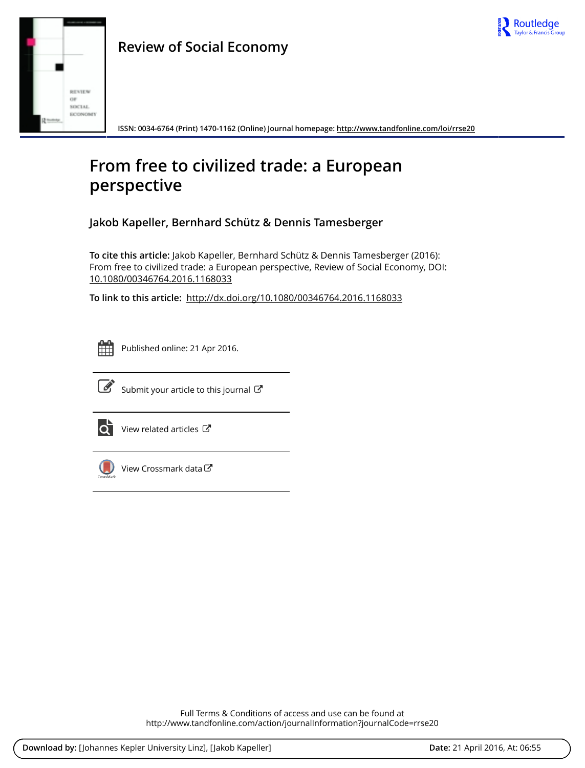Review of Social Economy

ISSN: 0034-6764 (Print) 1470-1162 (Online) Journal homepage: http://www.tandfonline.com/loi/rrse20

# From free to civilized trade: a European perspective

**Jakob Kapeller, Bernhard Schütz & Dennis Tamesberger**

**To cite this article:** Jakob Kapeller, Bernhard Schütz & Dennis Tamesberger (2016): From free to civilized trade: a European perspective, Review of Social Economy, DOI: 10.1080/00346764.2016.1168033

**To link to this article:** http://dx.doi.org/10.1080/00346764.2016.1168033

Published online: 21 Apr 2016.

Submit your article to this journal

View related articles

View Crossmark data

Full Terms & Conditions of access and use can be found at
http://www.tandfonline.com/action/journalInformation?journalCode=rrse20

**Download by:** [Johannes Kepler University Linz], [Jakob Kapeller] **Date:** 21 April 2016, At: 06:55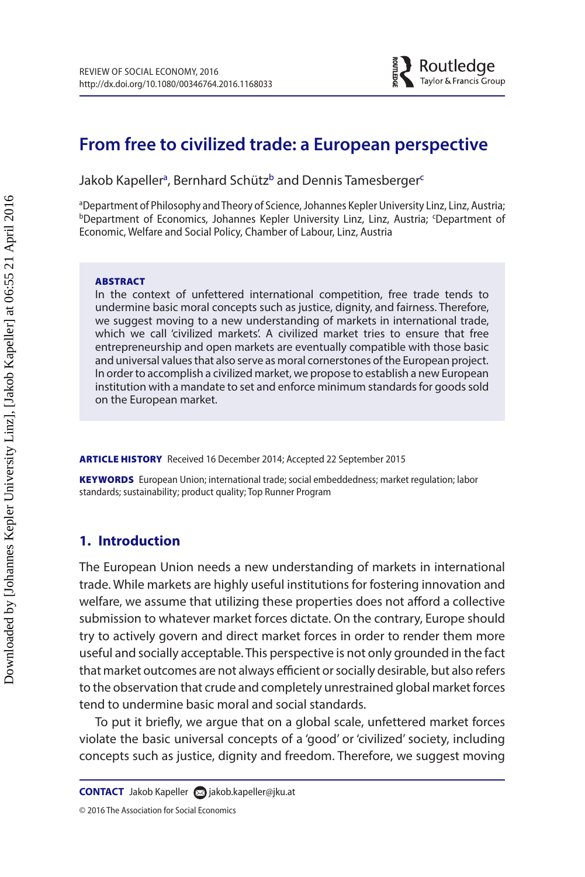# From free to civilized trade: a European perspective

Jakob Kapeller[a], Bernhard Schütz[b] and Dennis Tamesberger[c]

[a]Department of Philosophy and Theory of Science, Johannes Kepler University Linz, Linz, Austria; [b]Department of Economics, Johannes Kepler University Linz, Linz, Austria; [c]Department of Economic, Welfare and Social Policy, Chamber of Labour, Linz, Austria

**ABSTRACT**

In the context of unfettered international competition, free trade tends to undermine basic moral concepts such as justice, dignity, and fairness. Therefore, we suggest moving to a new understanding of markets in international trade, which we call 'civilized markets'. A civilized market tries to ensure that free entrepreneurship and open markets are eventually compatible with those basic and universal values that also serve as moral cornerstones of the European project. In order to accomplish a civilized market, we propose to establish a new European institution with a mandate to set and enforce minimum standards for goods sold on the European market.

**ARTICLE HISTORY** Received 16 December 2014; Accepted 22 September 2015

**KEYWORDS** European Union; international trade; social embeddedness; market regulation; labor standards; sustainability; product quality; Top Runner Program

## 1. Introduction

The European Union needs a new understanding of markets in international trade. While markets are highly useful institutions for fostering innovation and welfare, we assume that utilizing these properties does not afford a collective submission to whatever market forces dictate. On the contrary, Europe should try to actively govern and direct market forces in order to render them more useful and socially acceptable. This perspective is not only grounded in the fact that market outcomes are not always efficient or socially desirable, but also refers to the observation that crude and completely unrestrained global market forces tend to undermine basic moral and social standards.

To put it briefly, we argue that on a global scale, unfettered market forces violate the basic universal concepts of a 'good' or 'civilized' society, including concepts such as justice, dignity and freedom. Therefore, we suggest moving

**CONTACT** Jakob Kapeller jakob.kapeller@jku.at

© 2016 The Association for Social Economics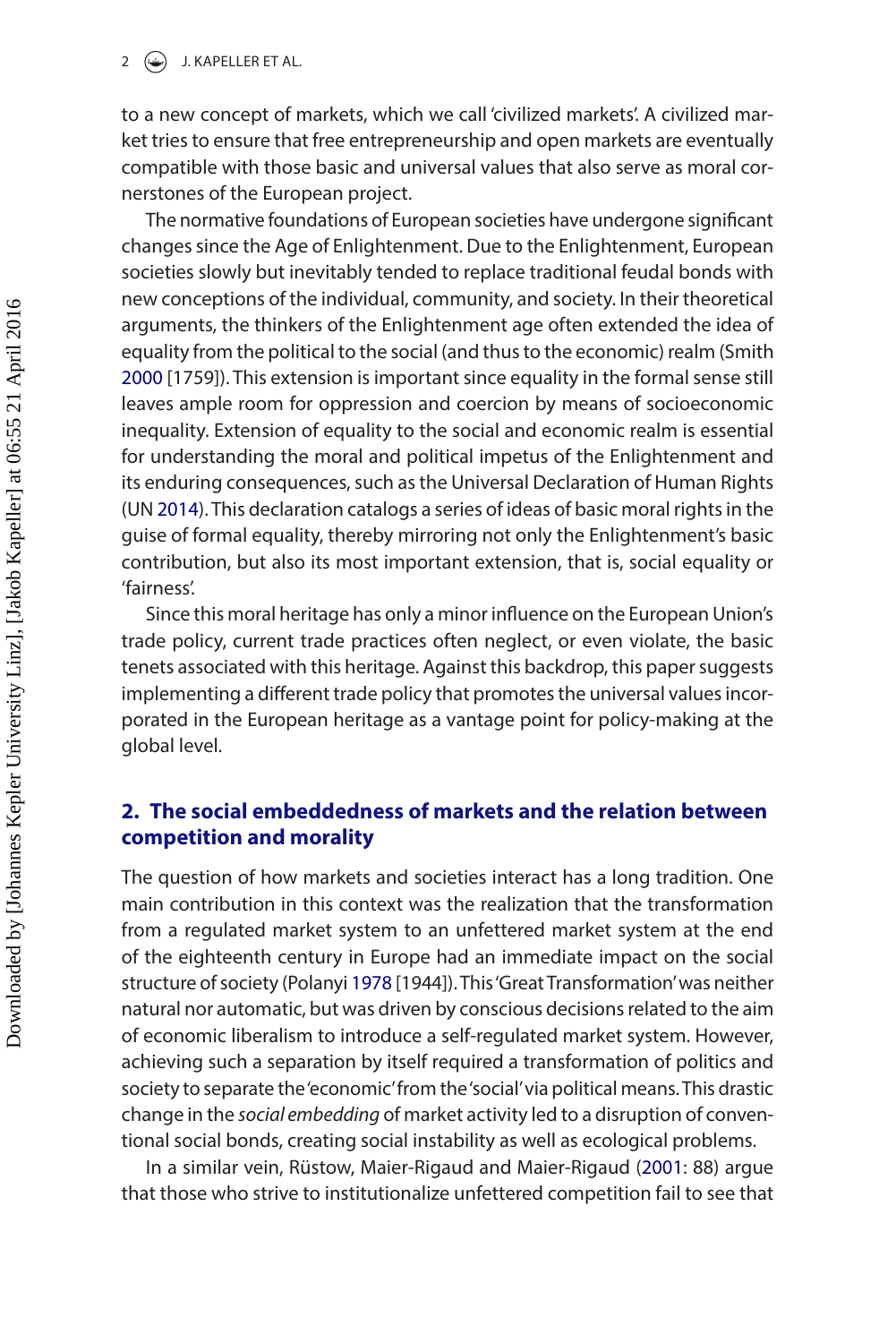to a new concept of markets, which we call 'civilized markets'. A civilized market tries to ensure that free entrepreneurship and open markets are eventually compatible with those basic and universal values that also serve as moral cornerstones of the European project.

The normative foundations of European societies have undergone significant changes since the Age of Enlightenment. Due to the Enlightenment, European societies slowly but inevitably tended to replace traditional feudal bonds with new conceptions of the individual, community, and society. In their theoretical arguments, the thinkers of the Enlightenment age often extended the idea of equality from the political to the social (and thus to the economic) realm (Smith 2000 [1759]). This extension is important since equality in the formal sense still leaves ample room for oppression and coercion by means of socioeconomic inequality. Extension of equality to the social and economic realm is essential for understanding the moral and political impetus of the Enlightenment and its enduring consequences, such as the Universal Declaration of Human Rights (UN 2014). This declaration catalogs a series of ideas of basic moral rights in the guise of formal equality, thereby mirroring not only the Enlightenment's basic contribution, but also its most important extension, that is, social equality or 'fairness'.

Since this moral heritage has only a minor influence on the European Union's trade policy, current trade practices often neglect, or even violate, the basic tenets associated with this heritage. Against this backdrop, this paper suggests implementing a different trade policy that promotes the universal values incorporated in the European heritage as a vantage point for policy-making at the global level.

## 2. The social embeddedness of markets and the relation between competition and morality

The question of how markets and societies interact has a long tradition. One main contribution in this context was the realization that the transformation from a regulated market system to an unfettered market system at the end of the eighteenth century in Europe had an immediate impact on the social structure of society (Polanyi 1978 [1944]). This 'Great Transformation' was neither natural nor automatic, but was driven by conscious decisions related to the aim of economic liberalism to introduce a self-regulated market system. However, achieving such a separation by itself required a transformation of politics and society to separate the 'economic' from the 'social' via political means. This drastic change in the *social embedding* of market activity led to a disruption of conventional social bonds, creating social instability as well as ecological problems.

In a similar vein, Rüstow, Maier-Rigaud and Maier-Rigaud (2001: 88) argue that those who strive to institutionalize unfettered competition fail to see that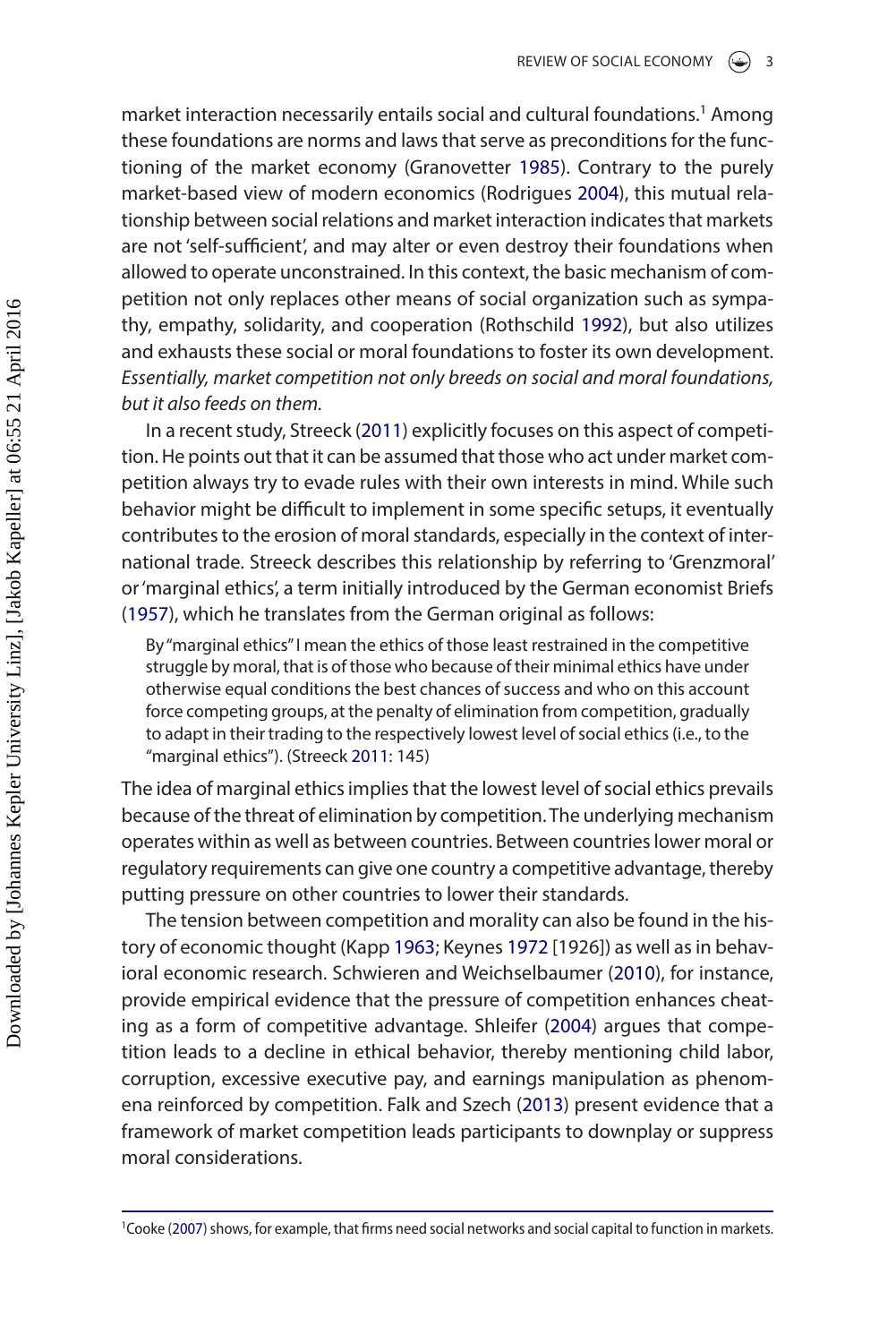market interaction necessarily entails social and cultural foundations.[1] Among these foundations are norms and laws that serve as preconditions for the functioning of the market economy (Granovetter 1985). Contrary to the purely market-based view of modern economics (Rodrigues 2004), this mutual relationship between social relations and market interaction indicates that markets are not 'self-sufficient', and may alter or even destroy their foundations when allowed to operate unconstrained. In this context, the basic mechanism of competition not only replaces other means of social organization such as sympathy, empathy, solidarity, and cooperation (Rothschild 1992), but also utilizes and exhausts these social or moral foundations to foster its own development. *Essentially, market competition not only breeds on social and moral foundations, but it also feeds on them.*

In a recent study, Streeck (2011) explicitly focuses on this aspect of competition. He points out that it can be assumed that those who act under market competition always try to evade rules with their own interests in mind. While such behavior might be difficult to implement in some specific setups, it eventually contributes to the erosion of moral standards, especially in the context of international trade. Streeck describes this relationship by referring to 'Grenzmoral' or 'marginal ethics', a term initially introduced by the German economist Briefs (1957), which he translates from the German original as follows:

> By "marginal ethics" I mean the ethics of those least restrained in the competitive struggle by moral, that is of those who because of their minimal ethics have under otherwise equal conditions the best chances of success and who on this account force competing groups, at the penalty of elimination from competition, gradually to adapt in their trading to the respectively lowest level of social ethics (i.e., to the "marginal ethics"). (Streeck 2011: 145)

The idea of marginal ethics implies that the lowest level of social ethics prevails because of the threat of elimination by competition. The underlying mechanism operates within as well as between countries. Between countries lower moral or regulatory requirements can give one country a competitive advantage, thereby putting pressure on other countries to lower their standards.

The tension between competition and morality can also be found in the history of economic thought (Kapp 1963; Keynes 1972 [1926]) as well as in behavioral economic research. Schwieren and Weichselbaumer (2010), for instance, provide empirical evidence that the pressure of competition enhances cheating as a form of competitive advantage. Shleifer (2004) argues that competition leads to a decline in ethical behavior, thereby mentioning child labor, corruption, excessive executive pay, and earnings manipulation as phenomena reinforced by competition. Falk and Szech (2013) present evidence that a framework of market competition leads participants to downplay or suppress moral considerations.

[1] Cooke (2007) shows, for example, that firms need social networks and social capital to function in markets.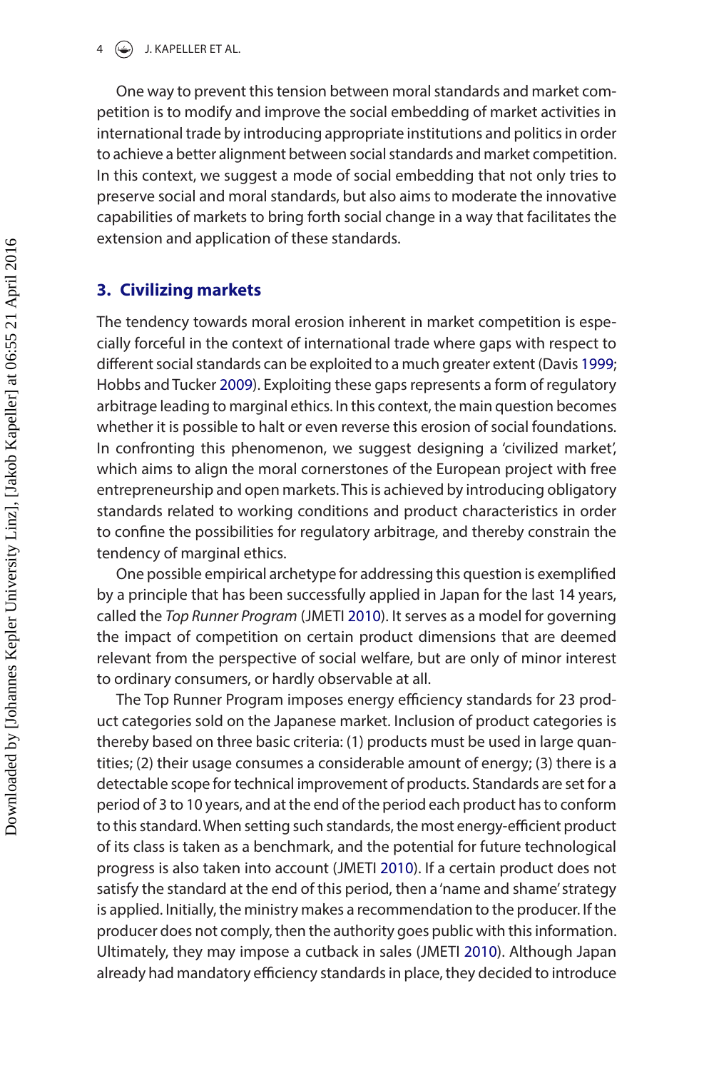One way to prevent this tension between moral standards and market competition is to modify and improve the social embedding of market activities in international trade by introducing appropriate institutions and politics in order to achieve a better alignment between social standards and market competition. In this context, we suggest a mode of social embedding that not only tries to preserve social and moral standards, but also aims to moderate the innovative capabilities of markets to bring forth social change in a way that facilitates the extension and application of these standards.

## 3. Civilizing markets

The tendency towards moral erosion inherent in market competition is especially forceful in the context of international trade where gaps with respect to different social standards can be exploited to a much greater extent (Davis 1999; Hobbs and Tucker 2009). Exploiting these gaps represents a form of regulatory arbitrage leading to marginal ethics. In this context, the main question becomes whether it is possible to halt or even reverse this erosion of social foundations. In confronting this phenomenon, we suggest designing a 'civilized market', which aims to align the moral cornerstones of the European project with free entrepreneurship and open markets. This is achieved by introducing obligatory standards related to working conditions and product characteristics in order to confine the possibilities for regulatory arbitrage, and thereby constrain the tendency of marginal ethics.

One possible empirical archetype for addressing this question is exemplified by a principle that has been successfully applied in Japan for the last 14 years, called the *Top Runner Program* (JMETI 2010). It serves as a model for governing the impact of competition on certain product dimensions that are deemed relevant from the perspective of social welfare, but are only of minor interest to ordinary consumers, or hardly observable at all.

The Top Runner Program imposes energy efficiency standards for 23 product categories sold on the Japanese market. Inclusion of product categories is thereby based on three basic criteria: (1) products must be used in large quantities; (2) their usage consumes a considerable amount of energy; (3) there is a detectable scope for technical improvement of products. Standards are set for a period of 3 to 10 years, and at the end of the period each product has to conform to this standard. When setting such standards, the most energy-efficient product of its class is taken as a benchmark, and the potential for future technological progress is also taken into account (JMETI 2010). If a certain product does not satisfy the standard at the end of this period, then a 'name and shame' strategy is applied. Initially, the ministry makes a recommendation to the producer. If the producer does not comply, then the authority goes public with this information. Ultimately, they may impose a cutback in sales (JMETI 2010). Although Japan already had mandatory efficiency standards in place, they decided to introduce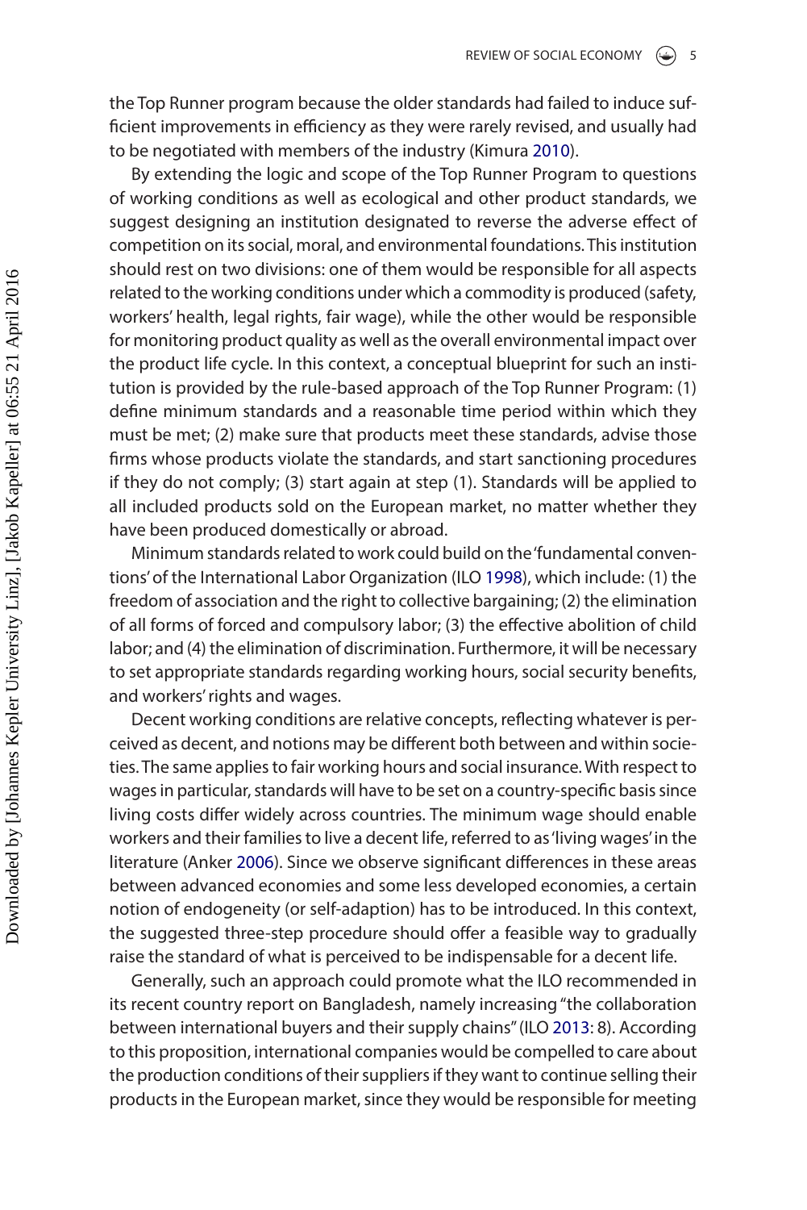the Top Runner program because the older standards had failed to induce sufficient improvements in efficiency as they were rarely revised, and usually had to be negotiated with members of the industry (Kimura 2010).

By extending the logic and scope of the Top Runner Program to questions of working conditions as well as ecological and other product standards, we suggest designing an institution designated to reverse the adverse effect of competition on its social, moral, and environmental foundations. This institution should rest on two divisions: one of them would be responsible for all aspects related to the working conditions under which a commodity is produced (safety, workers' health, legal rights, fair wage), while the other would be responsible for monitoring product quality as well as the overall environmental impact over the product life cycle. In this context, a conceptual blueprint for such an institution is provided by the rule-based approach of the Top Runner Program: (1) define minimum standards and a reasonable time period within which they must be met; (2) make sure that products meet these standards, advise those firms whose products violate the standards, and start sanctioning procedures if they do not comply; (3) start again at step (1). Standards will be applied to all included products sold on the European market, no matter whether they have been produced domestically or abroad.

Minimum standards related to work could build on the 'fundamental conventions' of the International Labor Organization (ILO 1998), which include: (1) the freedom of association and the right to collective bargaining; (2) the elimination of all forms of forced and compulsory labor; (3) the effective abolition of child labor; and (4) the elimination of discrimination. Furthermore, it will be necessary to set appropriate standards regarding working hours, social security benefits, and workers' rights and wages.

Decent working conditions are relative concepts, reflecting whatever is perceived as decent, and notions may be different both between and within societies. The same applies to fair working hours and social insurance. With respect to wages in particular, standards will have to be set on a country-specific basis since living costs differ widely across countries. The minimum wage should enable workers and their families to live a decent life, referred to as 'living wages' in the literature (Anker 2006). Since we observe significant differences in these areas between advanced economies and some less developed economies, a certain notion of endogeneity (or self-adaption) has to be introduced. In this context, the suggested three-step procedure should offer a feasible way to gradually raise the standard of what is perceived to be indispensable for a decent life.

Generally, such an approach could promote what the ILO recommended in its recent country report on Bangladesh, namely increasing "the collaboration between international buyers and their supply chains" (ILO 2013: 8). According to this proposition, international companies would be compelled to care about the production conditions of their suppliers if they want to continue selling their products in the European market, since they would be responsible for meeting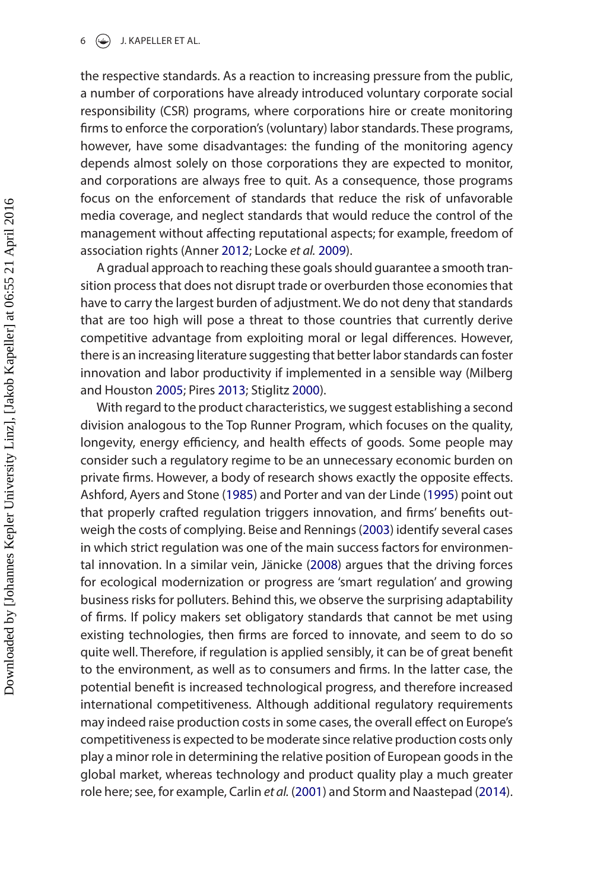the respective standards. As a reaction to increasing pressure from the public, a number of corporations have already introduced voluntary corporate social responsibility (CSR) programs, where corporations hire or create monitoring firms to enforce the corporation's (voluntary) labor standards. These programs, however, have some disadvantages: the funding of the monitoring agency depends almost solely on those corporations they are expected to monitor, and corporations are always free to quit. As a consequence, those programs focus on the enforcement of standards that reduce the risk of unfavorable media coverage, and neglect standards that would reduce the control of the management without affecting reputational aspects; for example, freedom of association rights (Anner 2012; Locke *et al.* 2009).

A gradual approach to reaching these goals should guarantee a smooth transition process that does not disrupt trade or overburden those economies that have to carry the largest burden of adjustment. We do not deny that standards that are too high will pose a threat to those countries that currently derive competitive advantage from exploiting moral or legal differences. However, there is an increasing literature suggesting that better labor standards can foster innovation and labor productivity if implemented in a sensible way (Milberg and Houston 2005; Pires 2013; Stiglitz 2000).

With regard to the product characteristics, we suggest establishing a second division analogous to the Top Runner Program, which focuses on the quality, longevity, energy efficiency, and health effects of goods. Some people may consider such a regulatory regime to be an unnecessary economic burden on private firms. However, a body of research shows exactly the opposite effects. Ashford, Ayers and Stone (1985) and Porter and van der Linde (1995) point out that properly crafted regulation triggers innovation, and firms' benefits outweigh the costs of complying. Beise and Rennings (2003) identify several cases in which strict regulation was one of the main success factors for environmental innovation. In a similar vein, Jänicke (2008) argues that the driving forces for ecological modernization or progress are 'smart regulation' and growing business risks for polluters. Behind this, we observe the surprising adaptability of firms. If policy makers set obligatory standards that cannot be met using existing technologies, then firms are forced to innovate, and seem to do so quite well. Therefore, if regulation is applied sensibly, it can be of great benefit to the environment, as well as to consumers and firms. In the latter case, the potential benefit is increased technological progress, and therefore increased international competitiveness. Although additional regulatory requirements may indeed raise production costs in some cases, the overall effect on Europe's competitiveness is expected to be moderate since relative production costs only play a minor role in determining the relative position of European goods in the global market, whereas technology and product quality play a much greater role here; see, for example, Carlin *et al.* (2001) and Storm and Naastepad (2014).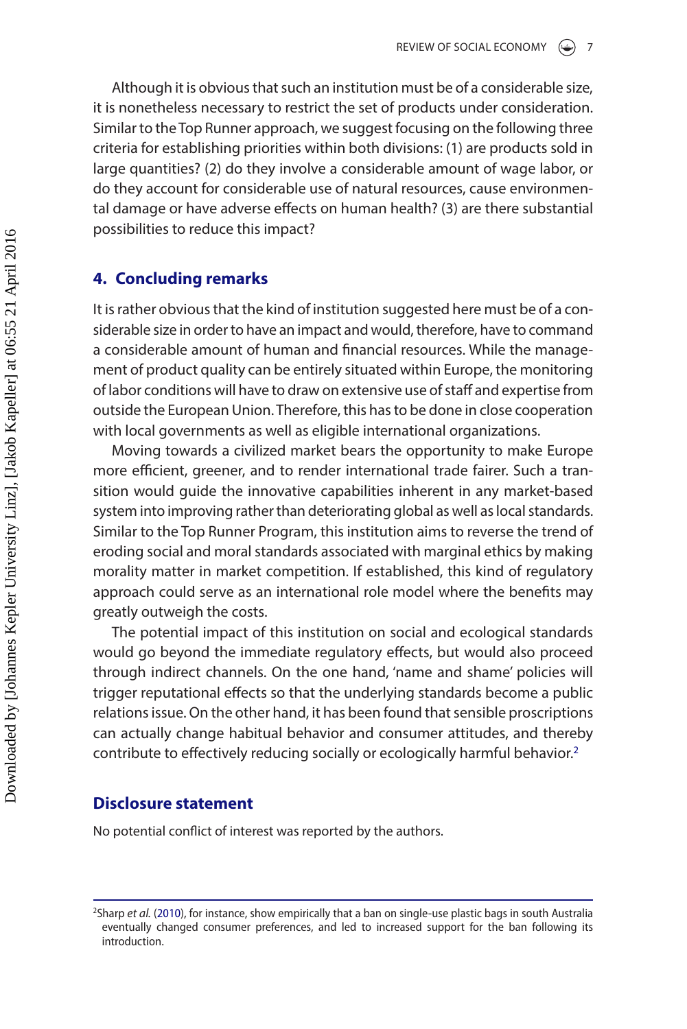Although it is obvious that such an institution must be of a considerable size, it is nonetheless necessary to restrict the set of products under consideration. Similar to the Top Runner approach, we suggest focusing on the following three criteria for establishing priorities within both divisions: (1) are products sold in large quantities? (2) do they involve a considerable amount of wage labor, or do they account for considerable use of natural resources, cause environmental damage or have adverse effects on human health? (3) are there substantial possibilities to reduce this impact?

## 4. Concluding remarks

It is rather obvious that the kind of institution suggested here must be of a considerable size in order to have an impact and would, therefore, have to command a considerable amount of human and financial resources. While the management of product quality can be entirely situated within Europe, the monitoring of labor conditions will have to draw on extensive use of staff and expertise from outside the European Union. Therefore, this has to be done in close cooperation with local governments as well as eligible international organizations.

Moving towards a civilized market bears the opportunity to make Europe more efficient, greener, and to render international trade fairer. Such a transition would guide the innovative capabilities inherent in any market-based system into improving rather than deteriorating global as well as local standards. Similar to the Top Runner Program, this institution aims to reverse the trend of eroding social and moral standards associated with marginal ethics by making morality matter in market competition. If established, this kind of regulatory approach could serve as an international role model where the benefits may greatly outweigh the costs.

The potential impact of this institution on social and ecological standards would go beyond the immediate regulatory effects, but would also proceed through indirect channels. On the one hand, 'name and shame' policies will trigger reputational effects so that the underlying standards become a public relations issue. On the other hand, it has been found that sensible proscriptions can actually change habitual behavior and consumer attitudes, and thereby contribute to effectively reducing socially or ecologically harmful behavior.[2]

## Disclosure statement

No potential conflict of interest was reported by the authors.

---

[2]Sharp *et al.* (2010), for instance, show empirically that a ban on single-use plastic bags in south Australia eventually changed consumer preferences, and led to increased support for the ban following its introduction.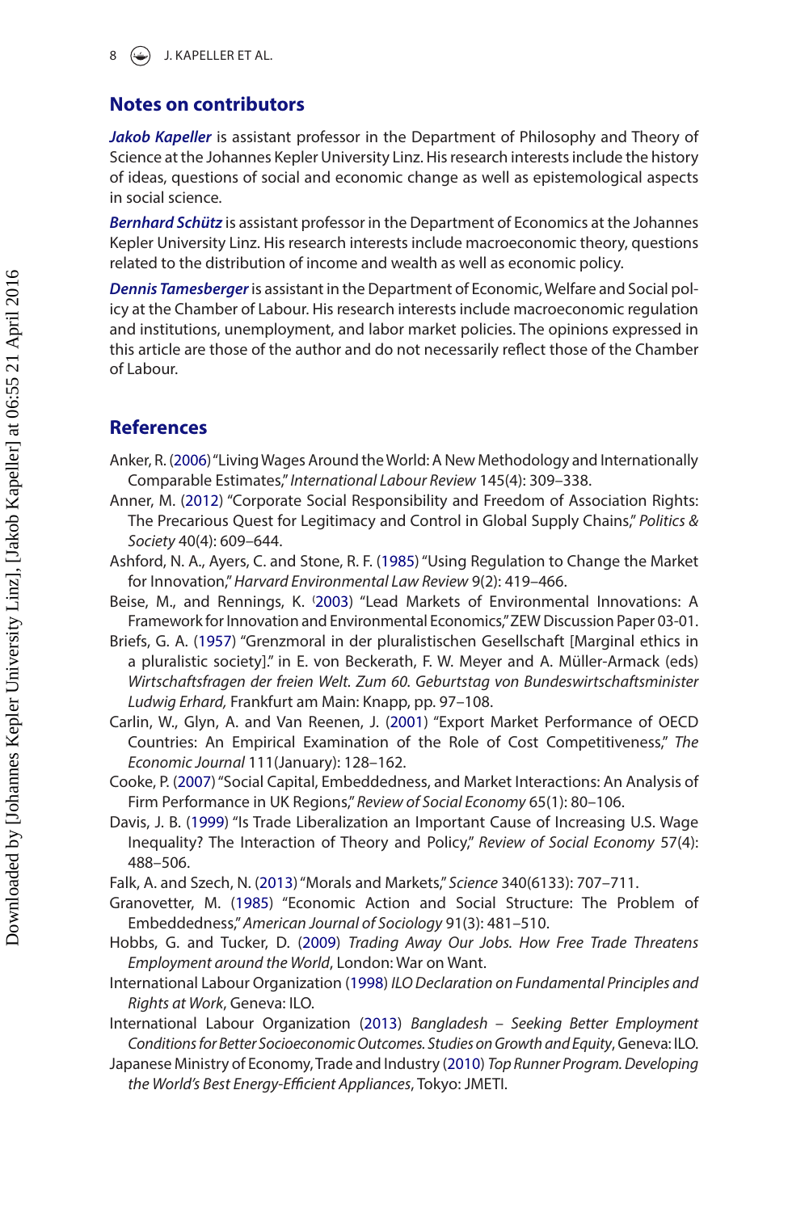## Notes on contributors

***Jakob Kapeller*** is assistant professor in the Department of Philosophy and Theory of Science at the Johannes Kepler University Linz. His research interests include the history of ideas, questions of social and economic change as well as epistemological aspects in social science.

***Bernhard Schütz*** is assistant professor in the Department of Economics at the Johannes Kepler University Linz. His research interests include macroeconomic theory, questions related to the distribution of income and wealth as well as economic policy.

***Dennis Tamesberger*** is assistant in the Department of Economic, Welfare and Social policy at the Chamber of Labour. His research interests include macroeconomic regulation and institutions, unemployment, and labor market policies. The opinions expressed in this article are those of the author and do not necessarily reflect those of the Chamber of Labour.

## References

Anker, R. (2006) "Living Wages Around the World: A New Methodology and Internationally Comparable Estimates," *International Labour Review* 145(4): 309–338.

Anner, M. (2012) "Corporate Social Responsibility and Freedom of Association Rights: The Precarious Quest for Legitimacy and Control in Global Supply Chains," *Politics & Society* 40(4): 609–644.

Ashford, N. A., Ayers, C. and Stone, R. F. (1985) "Using Regulation to Change the Market for Innovation," *Harvard Environmental Law Review* 9(2): 419–466.

Beise, M., and Rennings, K. (2003) "Lead Markets of Environmental Innovations: A Framework for Innovation and Environmental Economics," ZEW Discussion Paper 03-01.

Briefs, G. A. (1957) "Grenzmoral in der pluralistischen Gesellschaft [Marginal ethics in a pluralistic society]." in E. von Beckerath, F. W. Meyer and A. Müller-Armack (eds) *Wirtschaftsfragen der freien Welt. Zum 60. Geburtstag von Bundeswirtschaftsminister Ludwig Erhard,* Frankfurt am Main: Knapp, pp. 97–108.

Carlin, W., Glyn, A. and Van Reenen, J. (2001) "Export Market Performance of OECD Countries: An Empirical Examination of the Role of Cost Competitiveness," *The Economic Journal* 111(January): 128–162.

Cooke, P. (2007) "Social Capital, Embeddedness, and Market Interactions: An Analysis of Firm Performance in UK Regions," *Review of Social Economy* 65(1): 80–106.

Davis, J. B. (1999) "Is Trade Liberalization an Important Cause of Increasing U.S. Wage Inequality? The Interaction of Theory and Policy," *Review of Social Economy* 57(4): 488–506.

Falk, A. and Szech, N. (2013) "Morals and Markets," *Science* 340(6133): 707–711.

Granovetter, M. (1985) "Economic Action and Social Structure: The Problem of Embeddedness," *American Journal of Sociology* 91(3): 481–510.

Hobbs, G. and Tucker, D. (2009) *Trading Away Our Jobs. How Free Trade Threatens Employment around the World*, London: War on Want.

International Labour Organization (1998) *ILO Declaration on Fundamental Principles and Rights at Work*, Geneva: ILO.

International Labour Organization (2013) *Bangladesh – Seeking Better Employment Conditions for Better Socioeconomic Outcomes. Studies on Growth and Equity*, Geneva: ILO.

Japanese Ministry of Economy, Trade and Industry (2010) *Top Runner Program. Developing the World's Best Energy-Efficient Appliances*, Tokyo: JMETI.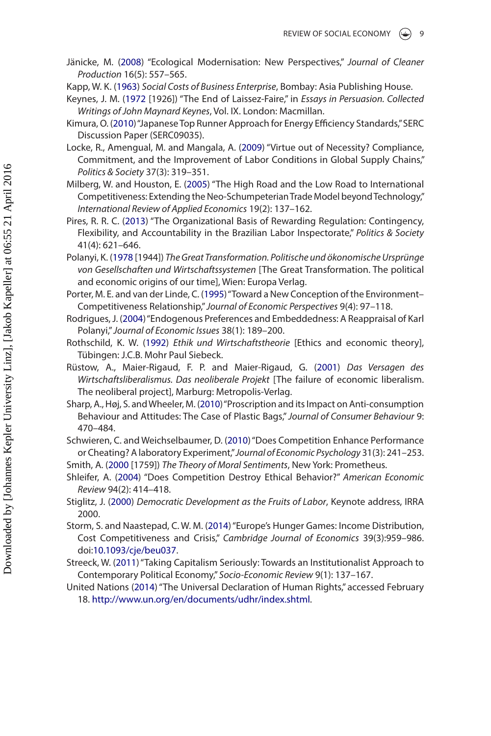Jänicke, M. (2008) "Ecological Modernisation: New Perspectives," *Journal of Cleaner Production* 16(5): 557–565.

Kapp, W. K. (1963) *Social Costs of Business Enterprise*, Bombay: Asia Publishing House.

Keynes, J. M. (1972 [1926]) "The End of Laissez-Faire," in *Essays in Persuasion. Collected Writings of John Maynard Keynes*, Vol. IX. London: Macmillan.

Kimura, O. (2010) "Japanese Top Runner Approach for Energy Efficiency Standards," SERC Discussion Paper (SERC09035).

Locke, R., Amengual, M. and Mangala, A. (2009) "Virtue out of Necessity? Compliance, Commitment, and the Improvement of Labor Conditions in Global Supply Chains," *Politics & Society* 37(3): 319–351.

Milberg, W. and Houston, E. (2005) "The High Road and the Low Road to International Competitiveness: Extending the Neo-Schumpeterian Trade Model beyond Technology," *International Review of Applied Economics* 19(2): 137–162.

Pires, R. R. C. (2013) "The Organizational Basis of Rewarding Regulation: Contingency, Flexibility, and Accountability in the Brazilian Labor Inspectorate," *Politics & Society* 41(4): 621–646.

Polanyi, K. (1978 [1944]) *The Great Transformation. Politische und ökonomische Ursprünge von Gesellschaften und Wirtschaftssystemen* [The Great Transformation. The political and economic origins of our time], Wien: Europa Verlag.

Porter, M. E. and van der Linde, C. (1995) "Toward a New Conception of the Environment–Competitiveness Relationship," *Journal of Economic Perspectives* 9(4): 97–118.

Rodrigues, J. (2004) "Endogenous Preferences and Embeddedness: A Reappraisal of Karl Polanyi," *Journal of Economic Issues* 38(1): 189–200.

Rothschild, K. W. (1992) *Ethik und Wirtschaftstheorie* [Ethics and economic theory], Tübingen: J.C.B. Mohr Paul Siebeck.

Rüstow, A., Maier-Rigaud, F. P. and Maier-Rigaud, G. (2001) *Das Versagen des Wirtschaftsliberalismus. Das neoliberale Projekt* [The failure of economic liberalism. The neoliberal project], Marburg: Metropolis-Verlag.

Sharp, A., Høj, S. and Wheeler, M. (2010) "Proscription and its Impact on Anti-consumption Behaviour and Attitudes: The Case of Plastic Bags," *Journal of Consumer Behaviour* 9: 470–484.

Schwieren, C. and Weichselbaumer, D. (2010) "Does Competition Enhance Performance or Cheating? A laboratory Experiment," *Journal of Economic Psychology* 31(3): 241–253.

Smith, A. (2000 [1759]) *The Theory of Moral Sentiments*, New York: Prometheus.

Shleifer, A. (2004) "Does Competition Destroy Ethical Behavior?" *American Economic Review* 94(2): 414–418.

Stiglitz, J. (2000) *Democratic Development as the Fruits of Labor*, Keynote address, IRRA 2000.

Storm, S. and Naastepad, C. W. M. (2014) "Europe's Hunger Games: Income Distribution, Cost Competitiveness and Crisis," *Cambridge Journal of Economics* 39(3):959–986. doi:10.1093/cje/beu037.

Streeck, W. (2011) "Taking Capitalism Seriously: Towards an Institutionalist Approach to Contemporary Political Economy," *Socio-Economic Review* 9(1): 137–167.

United Nations (2014) "The Universal Declaration of Human Rights," accessed February 18. http://www.un.org/en/documents/udhr/index.shtml.